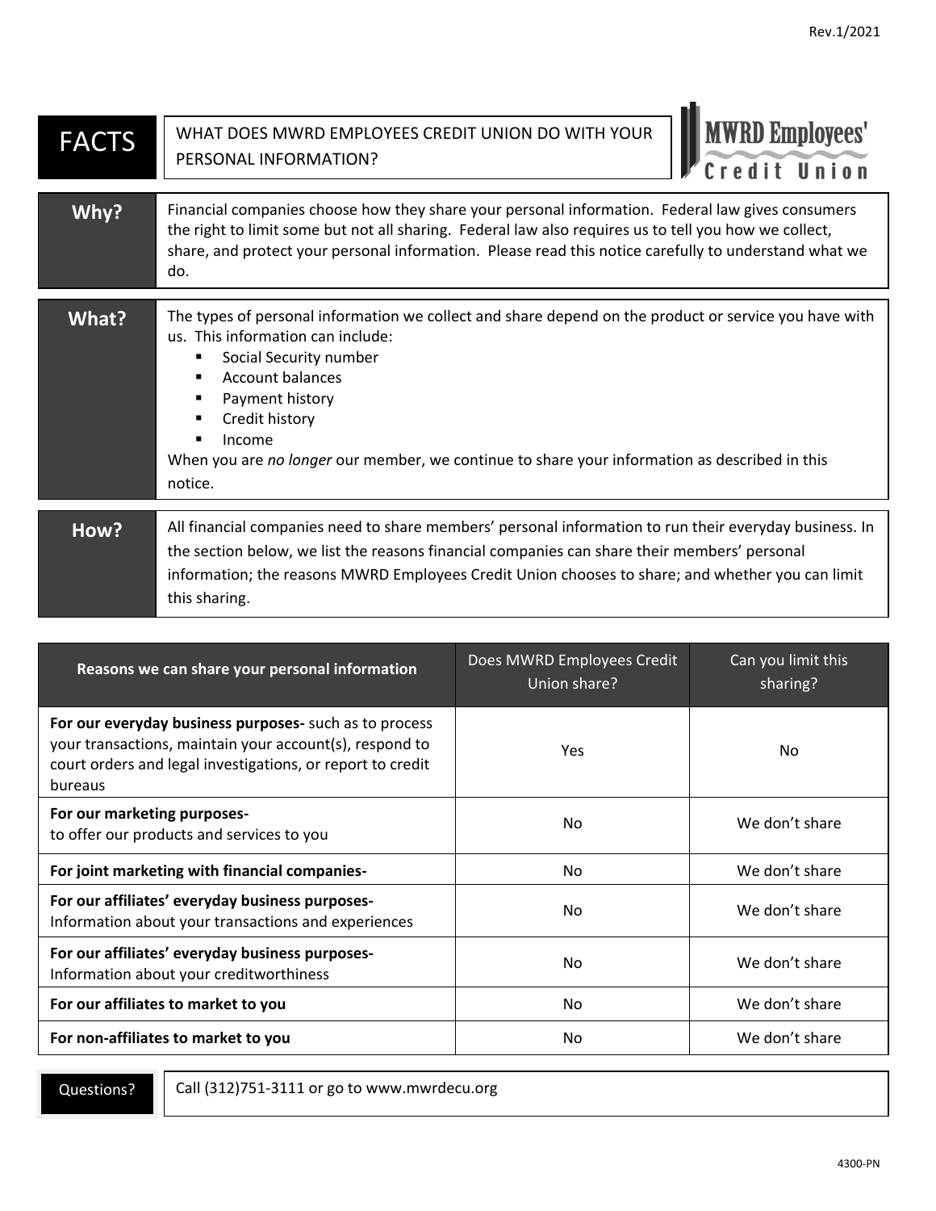Rev.1/2021

# FACTS

## WHAT DOES MWRD EMPLOYEES CREDIT UNION DO WITH YOUR PERSONAL INFORMATION?

MWRD Employees' Credit Union

### Why?

Financial companies choose how they share your personal information. Federal law gives consumers the right to limit some but not all sharing. Federal law also requires us to tell you how we collect, share, and protect your personal information. Please read this notice carefully to understand what we do.

### What?

The types of personal information we collect and share depend on the product or service you have with us. This information can include:

- Social Security number
- Account balances
- Payment history
- Credit history
- Income

When you are *no longer* our member, we continue to share your information as described in this notice.

### How?

All financial companies need to share members' personal information to run their everyday business. In the section below, we list the reasons financial companies can share their members' personal information; the reasons MWRD Employees Credit Union chooses to share; and whether you can limit this sharing.

| Reasons we can share your personal information | Does MWRD Employees Credit Union share? | Can you limit this sharing? |
|---|---|---|
| **For our everyday business purposes-** such as to process your transactions, maintain your account(s), respond to court orders and legal investigations, or report to credit bureaus | Yes | No |
| **For our marketing purposes-** to offer our products and services to you | No | We don't share |
| **For joint marketing with financial companies-** | No | We don't share |
| **For our affiliates' everyday business purposes-** Information about your transactions and experiences | No | We don't share |
| **For our affiliates' everyday business purposes-** Information about your creditworthiness | No | We don't share |
| **For our affiliates to market to you** | No | We don't share |
| **For non-affiliates to market to you** | No | We don't share |

**Questions?** Call (312)751-3111 or go to www.mwrdecu.org

4300-PN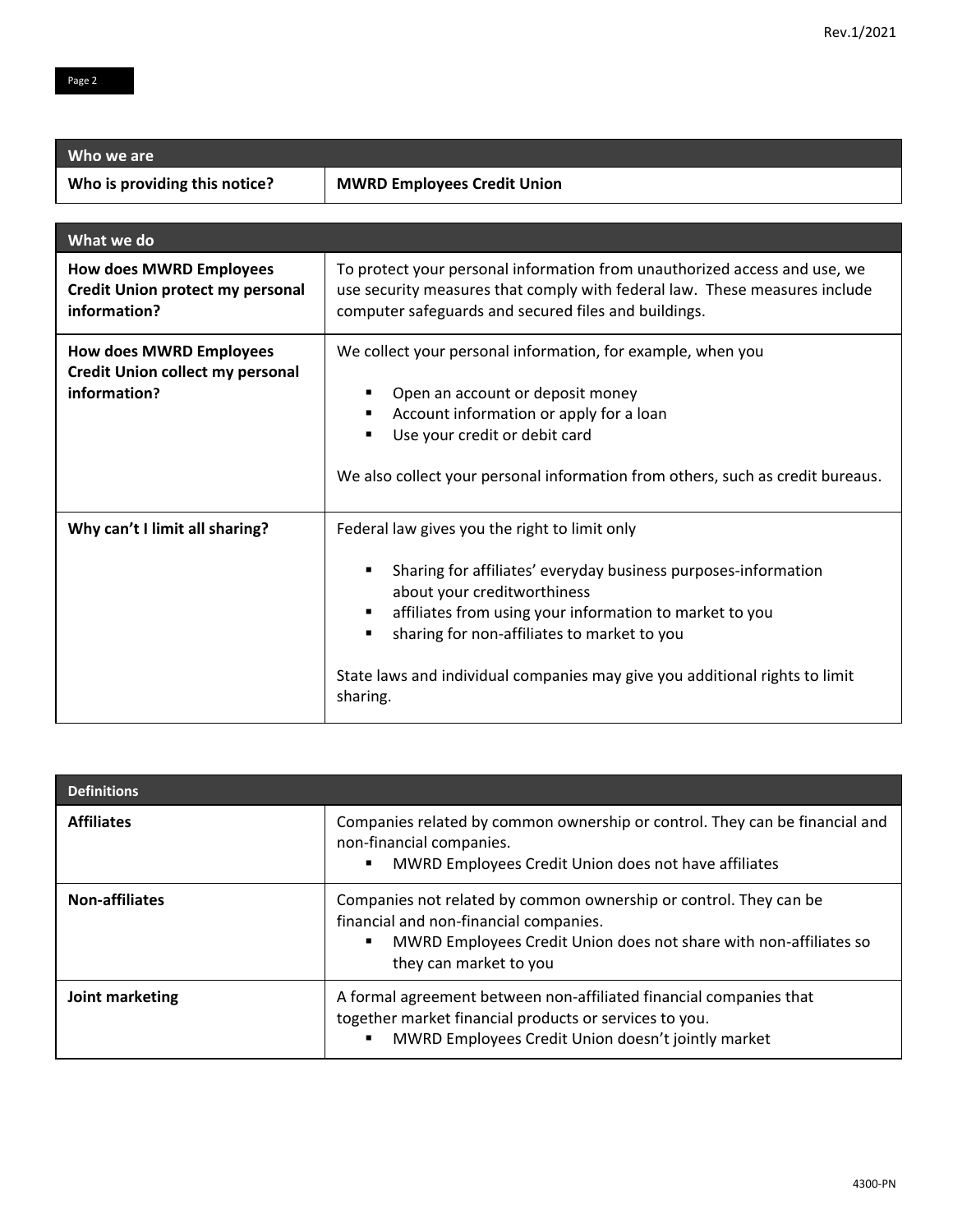| Who we are | |
| --- | --- |
| **Who is providing this notice?** | **MWRD Employees Credit Union** |

| What we do | |
| --- | --- |
| **How does MWRD Employees Credit Union protect my personal information?** | To protect your personal information from unauthorized access and use, we use security measures that comply with federal law. These measures include computer safeguards and secured files and buildings. |
| **How does MWRD Employees Credit Union collect my personal information?** | We collect your personal information, for example, when you<br>▪ Open an account or deposit money<br>▪ Account information or apply for a loan<br>▪ Use your credit or debit card<br><br>We also collect your personal information from others, such as credit bureaus. |
| **Why can't I limit all sharing?** | Federal law gives you the right to limit only<br>▪ Sharing for affiliates' everyday business purposes-information about your creditworthiness<br>▪ affiliates from using your information to market to you<br>▪ sharing for non-affiliates to market to you<br><br>State laws and individual companies may give you additional rights to limit sharing. |

| Definitions | |
| --- | --- |
| **Affiliates** | Companies related by common ownership or control. They can be financial and non-financial companies.<br>▪ MWRD Employees Credit Union does not have affiliates |
| **Non-affiliates** | Companies not related by common ownership or control. They can be financial and non-financial companies.<br>▪ MWRD Employees Credit Union does not share with non-affiliates so they can market to you |
| **Joint marketing** | A formal agreement between non-affiliated financial companies that together market financial products or services to you.<br>▪ MWRD Employees Credit Union doesn't jointly market |

4300-PN